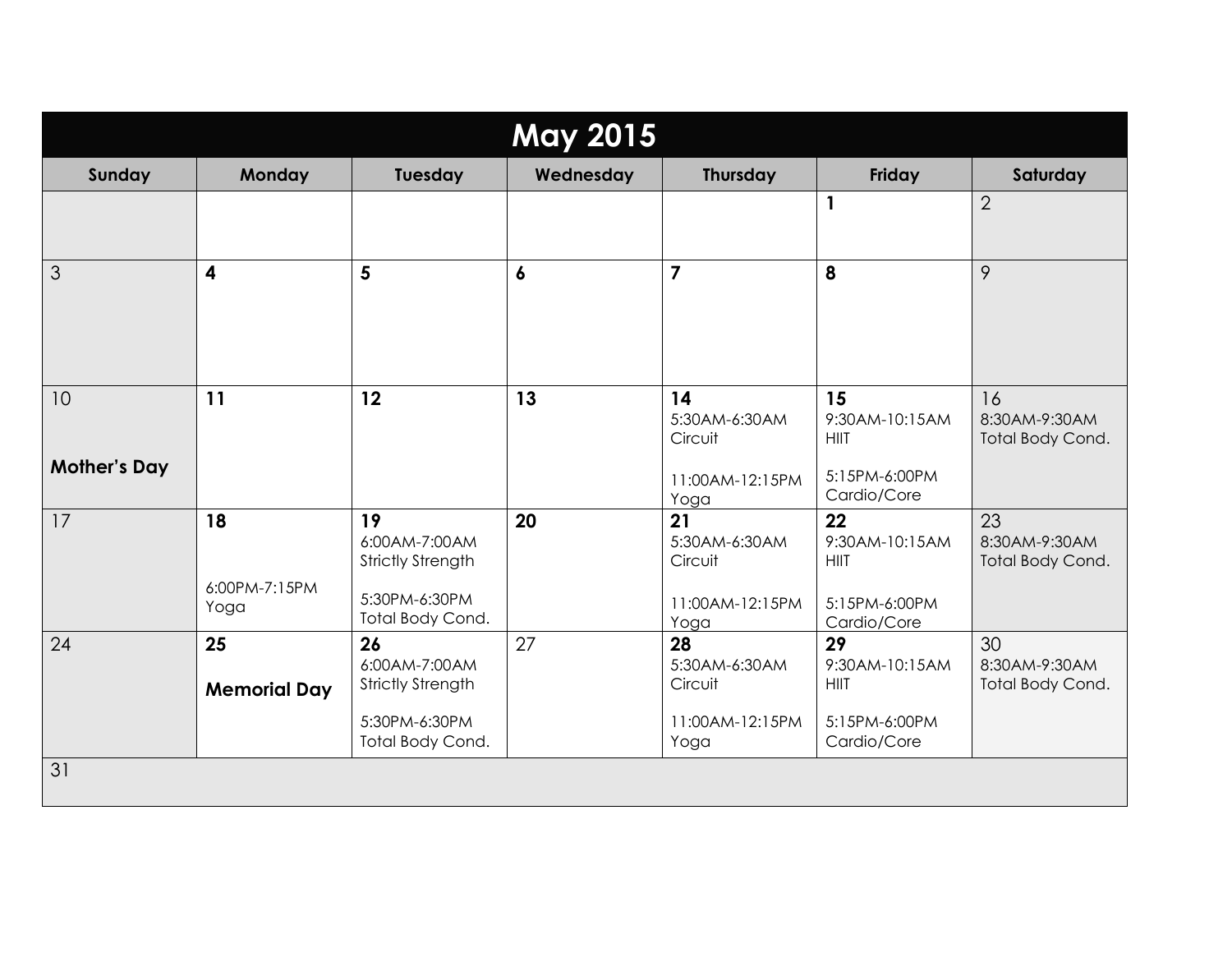# May 2015

| Sunday | Monday | Tuesday | Wednesday | Thursday | Friday | Saturday |
|---|---|---|---|---|---|---|
| | | | | | **1** | 2 |
| 3 | **4** | **5** | **6** | **7** | **8** | 9 |
| 10<br><br>**Mother's Day** | **11** | **12** | **13** | **14**<br>5:30AM-6:30AM Circuit<br><br>11:00AM-12:15PM Yoga | **15**<br>9:30AM-10:15AM HIIT<br><br>5:15PM-6:00PM Cardio/Core | 16<br>8:30AM-9:30AM Total Body Cond. |
| 17 | **18**<br><br>6:00PM-7:15PM Yoga | **19**<br>6:00AM-7:00AM Strictly Strength<br><br>5:30PM-6:30PM Total Body Cond. | **20** | **21**<br>5:30AM-6:30AM Circuit<br><br>11:00AM-12:15PM Yoga | **22**<br>9:30AM-10:15AM HIIT<br><br>5:15PM-6:00PM Cardio/Core | 23<br>8:30AM-9:30AM Total Body Cond. |
| 24 | **25**<br><br>**Memorial Day** | **26**<br>6:00AM-7:00AM Strictly Strength<br><br>5:30PM-6:30PM Total Body Cond. | 27 | **28**<br>5:30AM-6:30AM Circuit<br><br>11:00AM-12:15PM Yoga | **29**<br>9:30AM-10:15AM HIIT<br><br>5:15PM-6:00PM Cardio/Core | 30<br>8:30AM-9:30AM Total Body Cond. |
| 31 | | | | | | |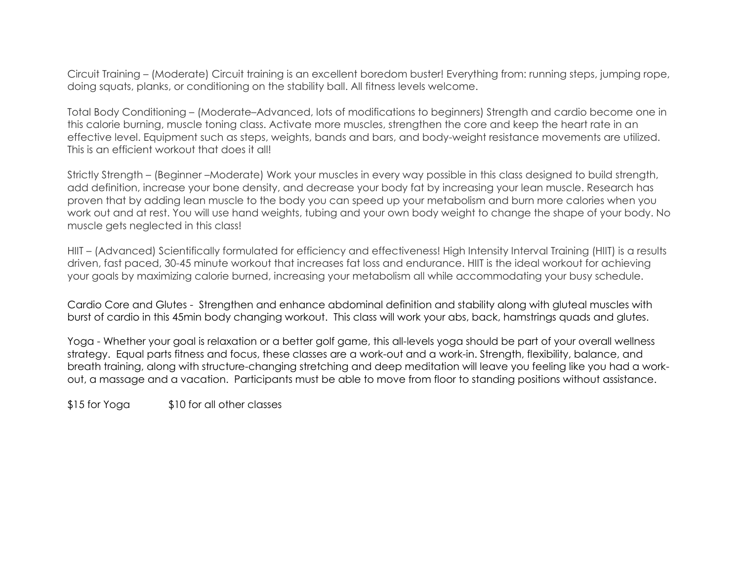Circuit Training – (Moderate) Circuit training is an excellent boredom buster! Everything from: running steps, jumping rope, doing squats, planks, or conditioning on the stability ball. All fitness levels welcome.

Total Body Conditioning – (Moderate–Advanced, lots of modifications to beginners) Strength and cardio become one in this calorie burning, muscle toning class. Activate more muscles, strengthen the core and keep the heart rate in an effective level. Equipment such as steps, weights, bands and bars, and body-weight resistance movements are utilized. This is an efficient workout that does it all!

Strictly Strength – (Beginner –Moderate) Work your muscles in every way possible in this class designed to build strength, add definition, increase your bone density, and decrease your body fat by increasing your lean muscle. Research has proven that by adding lean muscle to the body you can speed up your metabolism and burn more calories when you work out and at rest. You will use hand weights, tubing and your own body weight to change the shape of your body. No muscle gets neglected in this class!

HIIT – (Advanced) Scientifically formulated for efficiency and effectiveness! High Intensity Interval Training (HIIT) is a results driven, fast paced, 30-45 minute workout that increases fat loss and endurance. HIIT is the ideal workout for achieving your goals by maximizing calorie burned, increasing your metabolism all while accommodating your busy schedule.

Cardio Core and Glutes - Strengthen and enhance abdominal definition and stability along with gluteal muscles with burst of cardio in this 45min body changing workout. This class will work your abs, back, hamstrings quads and glutes.

Yoga - Whether your goal is relaxation or a better golf game, this all-levels yoga should be part of your overall wellness strategy. Equal parts fitness and focus, these classes are a work-out and a work-in. Strength, flexibility, balance, and breath training, along with structure-changing stretching and deep meditation will leave you feeling like you had a work-out, a massage and a vacation. Participants must be able to move from floor to standing positions without assistance.

$15 for Yoga $10 for all other classes